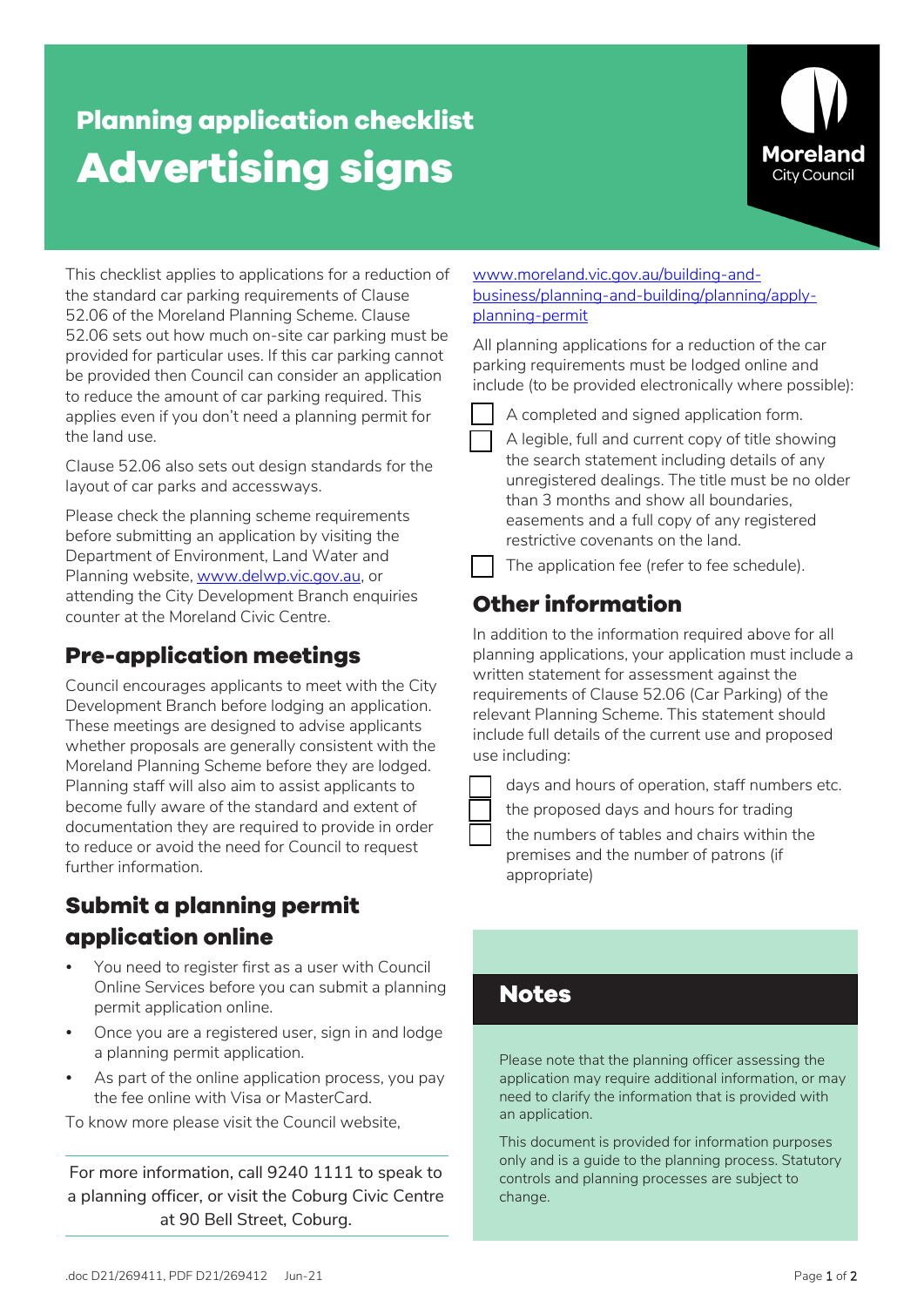Planning application checklist

# Advertising signs

Moreland City Council

This checklist applies to applications for a reduction of the standard car parking requirements of Clause 52.06 of the Moreland Planning Scheme. Clause 52.06 sets out how much on-site car parking must be provided for particular uses. If this car parking cannot be provided then Council can consider an application to reduce the amount of car parking required. This applies even if you don't need a planning permit for the land use.

Clause 52.06 also sets out design standards for the layout of car parks and accessways.

Please check the planning scheme requirements before submitting an application by visiting the Department of Environment, Land Water and Planning website, [www.delwp.vic.gov.au](www.delwp.vic.gov.au), or attending the City Development Branch enquiries counter at the Moreland Civic Centre.

## Pre-application meetings

Council encourages applicants to meet with the City Development Branch before lodging an application. These meetings are designed to advise applicants whether proposals are generally consistent with the Moreland Planning Scheme before they are lodged. Planning staff will also aim to assist applicants to become fully aware of the standard and extent of documentation they are required to provide in order to reduce or avoid the need for Council to request further information.

## Submit a planning permit application online

- You need to register first as a user with Council Online Services before you can submit a planning permit application online.
- Once you are a registered user, sign in and lodge a planning permit application.
- As part of the online application process, you pay the fee online with Visa or MasterCard.

To know more please visit the Council website, [www.moreland.vic.gov.au/building-and-business/planning-and-building/planning/apply-planning-permit](www.moreland.vic.gov.au/building-and-business/planning-and-building/planning/apply-planning-permit)

For more information, call 9240 1111 to speak to a planning officer, or visit the Coburg Civic Centre at 90 Bell Street, Coburg.

All planning applications for a reduction of the car parking requirements must be lodged online and include (to be provided electronically where possible):

- [ ] A completed and signed application form.
- [ ] A legible, full and current copy of title showing the search statement including details of any unregistered dealings. The title must be no older than 3 months and show all boundaries, easements and a full copy of any registered restrictive covenants on the land.
- [ ] The application fee (refer to fee schedule).

## Other information

In addition to the information required above for all planning applications, your application must include a written statement for assessment against the requirements of Clause 52.06 (Car Parking) of the relevant Planning Scheme. This statement should include full details of the current use and proposed use including:

- [ ] days and hours of operation, staff numbers etc.
- [ ] the proposed days and hours for trading
- [ ] the numbers of tables and chairs within the premises and the number of patrons (if appropriate)

## Notes

Please note that the planning officer assessing the application may require additional information, or may need to clarify the information that is provided with an application.

This document is provided for information purposes only and is a guide to the planning process. Statutory controls and planning processes are subject to change.

.doc D21/269411, PDF D21/269412 Jun-21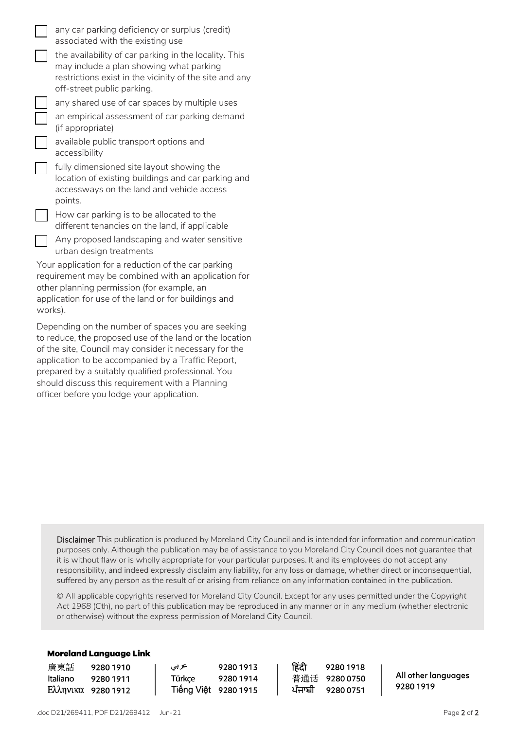- [ ] any car parking deficiency or surplus (credit) associated with the existing use
- [ ] the availability of car parking in the locality. This may include a plan showing what parking restrictions exist in the vicinity of the site and any off-street public parking.
- [ ] any shared use of car spaces by multiple uses
- [ ] an empirical assessment of car parking demand (if appropriate)
- [ ] available public transport options and accessibility
- [ ] fully dimensioned site layout showing the location of existing buildings and car parking and accessways on the land and vehicle access points.
- [ ] How car parking is to be allocated to the different tenancies on the land, if applicable
- [ ] Any proposed landscaping and water sensitive urban design treatments

Your application for a reduction of the car parking requirement may be combined with an application for other planning permission (for example, an application for use of the land or for buildings and works).

Depending on the number of spaces you are seeking to reduce, the proposed use of the land or the location of the site, Council may consider it necessary for the application to be accompanied by a Traffic Report, prepared by a suitably qualified professional. You should discuss this requirement with a Planning officer before you lodge your application.

**Disclaimer** This publication is produced by Moreland City Council and is intended for information and communication purposes only. Although the publication may be of assistance to you Moreland City Council does not guarantee that it is without flaw or is wholly appropriate for your particular purposes. It and its employees do not accept any responsibility, and indeed expressly disclaim any liability, for any loss or damage, whether direct or inconsequential, suffered by any person as the result of or arising from reliance on any information contained in the publication.

© All applicable copyrights reserved for Moreland City Council. Except for any uses permitted under the *Copyright Act 1968* (Cth), no part of this publication may be reproduced in any manner or in any medium (whether electronic or otherwise) without the express permission of Moreland City Council.

**Moreland Language Link**

| | | | | | | |
|---|---|---|---|---|---|---|
| 廣東話 | 9280 1910 | عربي | 9280 1913 | हिंदी | 9280 1918 | All other languages 9280 1919 |
| Italiano | 9280 1911 | Türkçe | 9280 1914 | 普通话 | 9280 0750 | |
| Ελληνικα | 9280 1912 | Tiếng Việt | 9280 1915 | ਪੰਜਾਬੀ | 9280 0751 | |

.doc D21/269411, PDF D21/269412 Jun-21